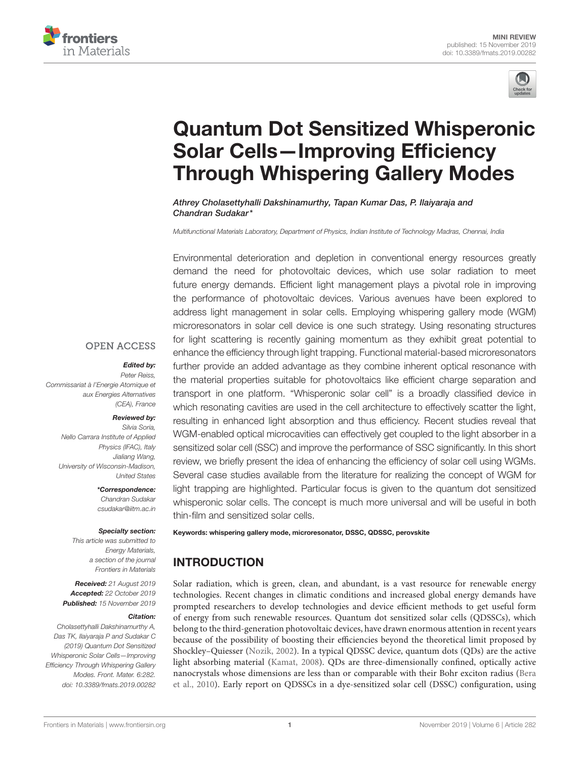MINI REVIEW
published: 15 November 2019
doi: 10.3389/fmats.2019.00282

# Quantum Dot Sensitized Whisperonic Solar Cells—Improving Efficiency Through Whispering Gallery Modes

*Athrey Cholasettyhalli Dakshinamurthy, Tapan Kumar Das, P. Ilaiyaraja and Chandran Sudakar\**

*Multifunctional Materials Laboratory, Department of Physics, Indian Institute of Technology Madras, Chennai, India*

Environmental deterioration and depletion in conventional energy resources greatly demand the need for photovoltaic devices, which use solar radiation to meet future energy demands. Efficient light management plays a pivotal role in improving the performance of photovoltaic devices. Various avenues have been explored to address light management in solar cells. Employing whispering gallery mode (WGM) microresonators in solar cell device is one such strategy. Using resonating structures for light scattering is recently gaining momentum as they exhibit great potential to enhance the efficiency through light trapping. Functional material-based microresonators further provide an added advantage as they combine inherent optical resonance with the material properties suitable for photovoltaics like efficient charge separation and transport in one platform. "Whisperonic solar cell" is a broadly classified device in which resonating cavities are used in the cell architecture to effectively scatter the light, resulting in enhanced light absorption and thus efficiency. Recent studies reveal that WGM-enabled optical microcavities can effectively get coupled to the light absorber in a sensitized solar cell (SSC) and improve the performance of SSC significantly. In this short review, we briefly present the idea of enhancing the efficiency of solar cell using WGMs. Several case studies available from the literature for realizing the concept of WGM for light trapping are highlighted. Particular focus is given to the quantum dot sensitized whisperonic solar cells. The concept is much more universal and will be useful in both thin-film and sensitized solar cells.

**Keywords: whispering gallery mode, microresonator, DSSC, QDSSC, perovskite**

OPEN ACCESS

***Edited by:***
Peter Reiss,
Commissariat à l'Energie Atomique et aux Energies Alternatives (CEA), France

***Reviewed by:***
Silvia Soria,
Nello Carrara Institute of Applied Physics (IFAC), Italy
Jialiang Wang,
University of Wisconsin-Madison, United States

***\*Correspondence:***
Chandran Sudakar
csudakar@iitm.ac.in

***Specialty section:***
This article was submitted to Energy Materials, a section of the journal Frontiers in Materials

***Received:*** 21 August 2019
***Accepted:*** 22 October 2019
***Published:*** 15 November 2019

***Citation:***
Cholasettyhalli Dakshinamurthy A, Das TK, Ilaiyaraja P and Sudakar C (2019) Quantum Dot Sensitized Whisperonic Solar Cells—Improving Efficiency Through Whispering Gallery Modes. Front. Mater. 6:282. doi: 10.3389/fmats.2019.00282

## INTRODUCTION

Solar radiation, which is green, clean, and abundant, is a vast resource for renewable energy technologies. Recent changes in climatic conditions and increased global energy demands have prompted researchers to develop technologies and device efficient methods to get useful form of energy from such renewable resources. Quantum dot sensitized solar cells (QDSSCs), which belong to the third-generation photovoltaic devices, have drawn enormous attention in recent years because of the possibility of boosting their efficiencies beyond the theoretical limit proposed by Shockley–Quiesser (Nozik, 2002). In a typical QDSSC device, quantum dots (QDs) are the active light absorbing material (Kamat, 2008). QDs are three-dimensionally confined, optically active nanocrystals whose dimensions are less than or comparable with their Bohr exciton radius (Bera et al., 2010). Early report on QDSSCs in a dye-sensitized solar cell (DSSC) configuration, using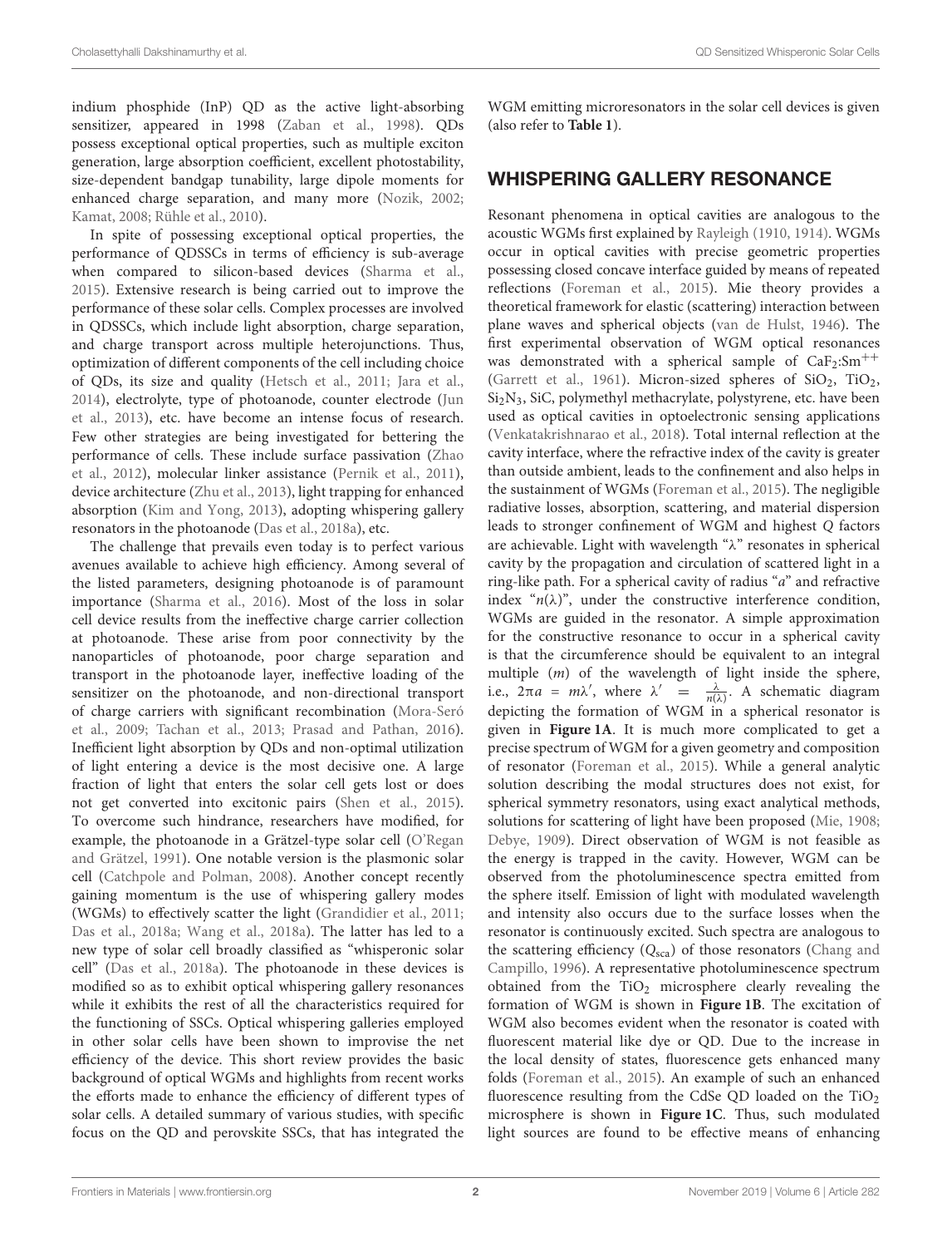indium phosphide (InP) QD as the active light-absorbing sensitizer, appeared in 1998 (Zaban et al., 1998). QDs possess exceptional optical properties, such as multiple exciton generation, large absorption coefficient, excellent photostability, size-dependent bandgap tunability, large dipole moments for enhanced charge separation, and many more (Nozik, 2002; Kamat, 2008; Rühle et al., 2010).

In spite of possessing exceptional optical properties, the performance of QDSSCs in terms of efficiency is sub-average when compared to silicon-based devices (Sharma et al., 2015). Extensive research is being carried out to improve the performance of these solar cells. Complex processes are involved in QDSSCs, which include light absorption, charge separation, and charge transport across multiple heterojunctions. Thus, optimization of different components of the cell including choice of QDs, its size and quality (Hetsch et al., 2011; Jara et al., 2014), electrolyte, type of photoanode, counter electrode (Jun et al., 2013), etc. have become an intense focus of research. Few other strategies are being investigated for bettering the performance of cells. These include surface passivation (Zhao et al., 2012), molecular linker assistance (Pernik et al., 2011), device architecture (Zhu et al., 2013), light trapping for enhanced absorption (Kim and Yong, 2013), adopting whispering gallery resonators in the photoanode (Das et al., 2018a), etc.

The challenge that prevails even today is to perfect various avenues available to achieve high efficiency. Among several of the listed parameters, designing photoanode is of paramount importance (Sharma et al., 2016). Most of the loss in solar cell device results from the ineffective charge carrier collection at photoanode. These arise from poor connectivity by the nanoparticles of photoanode, poor charge separation and transport in the photoanode layer, ineffective loading of the sensitizer on the photoanode, and non-directional transport of charge carriers with significant recombination (Mora-Seró et al., 2009; Tachan et al., 2013; Prasad and Pathan, 2016). Inefficient light absorption by QDs and non-optimal utilization of light entering a device is the most decisive one. A large fraction of light that enters the solar cell gets lost or does not get converted into excitonic pairs (Shen et al., 2015). To overcome such hindrance, researchers have modified, for example, the photoanode in a Grätzel-type solar cell (O'Regan and Grätzel, 1991). One notable version is the plasmonic solar cell (Catchpole and Polman, 2008). Another concept recently gaining momentum is the use of whispering gallery modes (WGMs) to effectively scatter the light (Grandidier et al., 2011; Das et al., 2018a; Wang et al., 2018a). The latter has led to a new type of solar cell broadly classified as "whisperonic solar cell" (Das et al., 2018a). The photoanode in these devices is modified so as to exhibit optical whispering gallery resonances while it exhibits the rest of all the characteristics required for the functioning of SSCs. Optical whispering galleries employed in other solar cells have been shown to improvise the net efficiency of the device. This short review provides the basic background of optical WGMs and highlights from recent works the efforts made to enhance the efficiency of different types of solar cells. A detailed summary of various studies, with specific focus on the QD and perovskite SSCs, that has integrated the WGM emitting microresonators in the solar cell devices is given (also refer to **Table 1**).

## WHISPERING GALLERY RESONANCE

Resonant phenomena in optical cavities are analogous to the acoustic WGMs first explained by Rayleigh (1910, 1914). WGMs occur in optical cavities with precise geometric properties possessing closed concave interface guided by means of repeated reflections (Foreman et al., 2015). Mie theory provides a theoretical framework for elastic (scattering) interaction between plane waves and spherical objects (van de Hulst, 1946). The first experimental observation of WGM optical resonances was demonstrated with a spherical sample of $CaF_2:Sm^{++}$ (Garrett et al., 1961). Micron-sized spheres of $SiO_2$, $TiO_2$, $Si_2N_3$, SiC, polymethyl methacrylate, polystyrene, etc. have been used as optical cavities in optoelectronic sensing applications (Venkatakrishnarao et al., 2018). Total internal reflection at the cavity interface, where the refractive index of the cavity is greater than outside ambient, leads to the confinement and also helps in the sustainment of WGMs (Foreman et al., 2015). The negligible radiative losses, absorption, scattering, and material dispersion leads to stronger confinement of WGM and highest $Q$ factors are achievable. Light with wavelength "$\lambda$" resonates in spherical cavity by the propagation and circulation of scattered light in a ring-like path. For a spherical cavity of radius "$a$" and refractive index "$n(\lambda)$", under the constructive interference condition, WGMs are guided in the resonator. A simple approximation for the constructive resonance to occur in a spherical cavity is that the circumference should be equivalent to an integral multiple ($m$) of the wavelength of light inside the sphere, i.e., $2\pi a = m\lambda'$, where $\lambda' = \frac{\lambda}{n(\lambda)}$. A schematic diagram depicting the formation of WGM in a spherical resonator is given in **Figure 1A**. It is much more complicated to get a precise spectrum of WGM for a given geometry and composition of resonator (Foreman et al., 2015). While a general analytic solution describing the modal structures does not exist, for spherical symmetry resonators, using exact analytical methods, solutions for scattering of light have been proposed (Mie, 1908; Debye, 1909). Direct observation of WGM is not feasible as the energy is trapped in the cavity. However, WGM can be observed from the photoluminescence spectra emitted from the sphere itself. Emission of light with modulated wavelength and intensity also occurs due to the surface losses when the resonator is continuously excited. Such spectra are analogous to the scattering efficiency ($Q_{sca}$) of those resonators (Chang and Campillo, 1996). A representative photoluminescence spectrum obtained from the $TiO_2$ microsphere clearly revealing the formation of WGM is shown in **Figure 1B**. The excitation of WGM also becomes evident when the resonator is coated with fluorescent material like dye or QD. Due to the increase in the local density of states, fluorescence gets enhanced many folds (Foreman et al., 2015). An example of such an enhanced fluorescence resulting from the CdSe QD loaded on the $TiO_2$ microsphere is shown in **Figure 1C**. Thus, such modulated light sources are found to be effective means of enhancing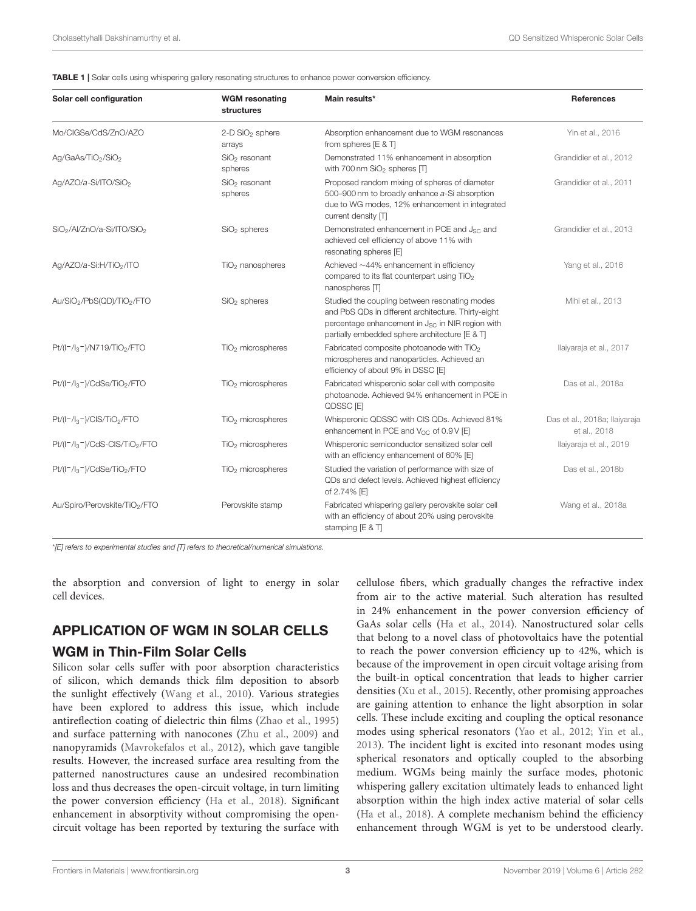**TABLE 1** | Solar cells using whispering gallery resonating structures to enhance power conversion efficiency.

| Solar cell configuration | WGM resonating structures | Main results* | References |
|---|---|---|---|
| Mo/CIGSe/CdS/ZnO/AZO | 2-D $SiO_2$ sphere arrays | Absorption enhancement due to WGM resonances from spheres [E & T] | Yin et al., 2016 |
| Ag/GaAs/$TiO_2$/$SiO_2$ | $SiO_2$ resonant spheres | Demonstrated 11% enhancement in absorption with 700 nm $SiO_2$ spheres [T] | Grandidier et al., 2012 |
| Ag/AZO/*a*-Si/ITO/$SiO_2$ | $SiO_2$ resonant spheres | Proposed random mixing of spheres of diameter 500–900 nm to broadly enhance *a*-Si absorption due to WG modes, 12% enhancement in integrated current density [T] | Grandidier et al., 2011 |
| $SiO_2$/Al/ZnO/a-Si/ITO/$SiO_2$ | $SiO_2$ spheres | Demonstrated enhancement in PCE and $J_{SC}$ and achieved cell efficiency of above 11% with resonating spheres [E] | Grandidier et al., 2013 |
| Ag/AZO/*a*-Si:H/$TiO_2$/ITO | $TiO_2$ nanospheres | Achieved ~44% enhancement in efficiency compared to its flat counterpart using $TiO_2$ nanospheres [T] | Yang et al., 2016 |
| Au/$SiO_2$/PbS(QD)/$TiO_2$/FTO | $SiO_2$ spheres | Studied the coupling between resonating modes and PbS QDs in different architecture. Thirty-eight percentage enhancement in $J_{SC}$ in NIR region with partially embedded sphere architecture [E & T] | Mihi et al., 2013 |
| Pt/($I^-$/$I_3^-$)/N719/$TiO_2$/FTO | $TiO_2$ microspheres | Fabricated composite photoanode with $TiO_2$ microspheres and nanoparticles. Achieved an efficiency of about 9% in DSSC [E] | Ilaiyaraja et al., 2017 |
| Pt/($I^-$/$I_3^-$)/CdSe/$TiO_2$/FTO | $TiO_2$ microspheres | Fabricated whisperonic solar cell with composite photoanode. Achieved 94% enhancement in PCE in QDSSC [E] | Das et al., 2018a |
| Pt/($I^-$/$I_3^-$)/CIS/$TiO_2$/FTO | $TiO_2$ microspheres | Whisperonic QDSSC with CIS QDs. Achieved 81% enhancement in PCE and $V_{OC}$ of 0.9 V [E] | Das et al., 2018a; Ilaiyaraja et al., 2018 |
| Pt/($I^-$/$I_3^-$)/CdS-CIS/$TiO_2$/FTO | $TiO_2$ microspheres | Whisperonic semiconductor sensitized solar cell with an efficiency enhancement of 60% [E] | Ilaiyaraja et al., 2019 |
| Pt/($I^-$/$I_3^-$)/CdSe/$TiO_2$/FTO | $TiO_2$ microspheres | Studied the variation of performance with size of QDs and defect levels. Achieved highest efficiency of 2.74% [E] | Das et al., 2018b |
| Au/Spiro/Perovskite/$TiO_2$/FTO | Perovskite stamp | Fabricated whispering gallery perovskite solar cell with an efficiency of about 20% using perovskite stamping [E & T] | Wang et al., 2018a |

*[E] refers to experimental studies and [T] refers to theoretical/numerical simulations.*

the absorption and conversion of light to energy in solar cell devices.

## APPLICATION OF WGM IN SOLAR CELLS

### WGM in Thin-Film Solar Cells

Silicon solar cells suffer with poor absorption characteristics of silicon, which demands thick film deposition to absorb the sunlight effectively (Wang et al., 2010). Various strategies have been explored to address this issue, which include antireflection coating of dielectric thin films (Zhao et al., 1995) and surface patterning with nanocones (Zhu et al., 2009) and nanopyramids (Mavrokefalos et al., 2012), which gave tangible results. However, the increased surface area resulting from the patterned nanostructures cause an undesired recombination loss and thus decreases the open-circuit voltage, in turn limiting the power conversion efficiency (Ha et al., 2018). Significant enhancement in absorptivity without compromising the open-circuit voltage has been reported by texturing the surface with cellulose fibers, which gradually changes the refractive index from air to the active material. Such alteration has resulted in 24% enhancement in the power conversion efficiency of GaAs solar cells (Ha et al., 2014). Nanostructured solar cells that belong to a novel class of photovoltaics have the potential to reach the power conversion efficiency up to 42%, which is because of the improvement in open circuit voltage arising from the built-in optical concentration that leads to higher carrier densities (Xu et al., 2015). Recently, other promising approaches are gaining attention to enhance the light absorption in solar cells. These include exciting and coupling the optical resonance modes using spherical resonators (Yao et al., 2012; Yin et al., 2013). The incident light is excited into resonant modes using spherical resonators and optically coupled to the absorbing medium. WGMs being mainly the surface modes, photonic whispering gallery excitation ultimately leads to enhanced light absorption within the high index active material of solar cells (Ha et al., 2018). A complete mechanism behind the efficiency enhancement through WGM is yet to be understood clearly.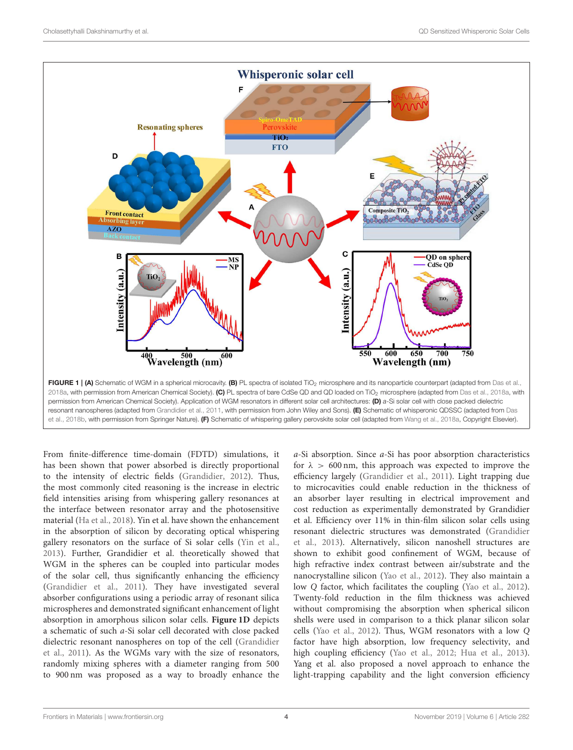FIGURE 1 | **(A)** Schematic of WGM in a spherical microcavity. **(B)** PL spectra of isolated $TiO_2$ microsphere and its nanoparticle counterpart (adapted from Das et al., 2018a, with permission from American Chemical Society). **(C)** PL spectra of bare CdSe QD and QD loaded on $TiO_2$ microsphere (adapted from Das et al., 2018a, with permission from American Chemical Society). Application of WGM resonators in different solar cell architectures: **(D)** *a*-Si solar cell with close packed dielectric resonant nanospheres (adapted from Grandidier et al., 2011, with permission from John Wiley and Sons). **(E)** Schematic of whisperonic QDSSC (adapted from Das et al., 2018b, with permission from Springer Nature). **(F)** Schematic of whispering gallery perovskite solar cell (adapted from Wang et al., 2018a, Copyright Elsevier).

From finite-difference time-domain (FDTD) simulations, it has been shown that power absorbed is directly proportional to the intensity of electric fields (Grandidier, 2012). Thus, the most commonly cited reasoning is the increase in electric field intensities arising from whispering gallery resonances at the interface between resonator array and the photosensitive material (Ha et al., 2018). Yin et al. have shown the enhancement in the absorption of silicon by decorating optical whispering gallery resonators on the surface of Si solar cells (Yin et al., 2013). Further, Grandidier et al. theoretically showed that WGM in the spheres can be coupled into particular modes of the solar cell, thus significantly enhancing the efficiency (Grandidier et al., 2011). They have investigated several absorber configurations using a periodic array of resonant silica microspheres and demonstrated significant enhancement of light absorption in amorphous silicon solar cells. **Figure 1D** depicts a schematic of such *a*-Si solar cell decorated with close packed dielectric resonant nanospheres on top of the cell (Grandidier et al., 2011). As the WGMs vary with the size of resonators, randomly mixing spheres with a diameter ranging from 500 to 900 nm was proposed as a way to broadly enhance the *a*-Si absorption. Since *a*-Si has poor absorption characteristics for $\lambda > 600$ nm, this approach was expected to improve the efficiency largely (Grandidier et al., 2011). Light trapping due to microcavities could enable reduction in the thickness of an absorber layer resulting in electrical improvement and cost reduction as experimentally demonstrated by Grandidier et al. Efficiency over 11% in thin-film silicon solar cells using resonant dielectric structures was demonstrated (Grandidier et al., 2013). Alternatively, silicon nanoshell structures are shown to exhibit good confinement of WGM, because of high refractive index contrast between air/substrate and the nanocrystalline silicon (Yao et al., 2012). They also maintain a low *Q* factor, which facilitates the coupling (Yao et al., 2012). Twenty-fold reduction in the film thickness was achieved without compromising the absorption when spherical silicon shells were used in comparison to a thick planar silicon solar cells (Yao et al., 2012). Thus, WGM resonators with a low *Q* factor have high absorption, low frequency selectivity, and high coupling efficiency (Yao et al., 2012; Hua et al., 2013). Yang et al. also proposed a novel approach to enhance the light-trapping capability and the light conversion efficiency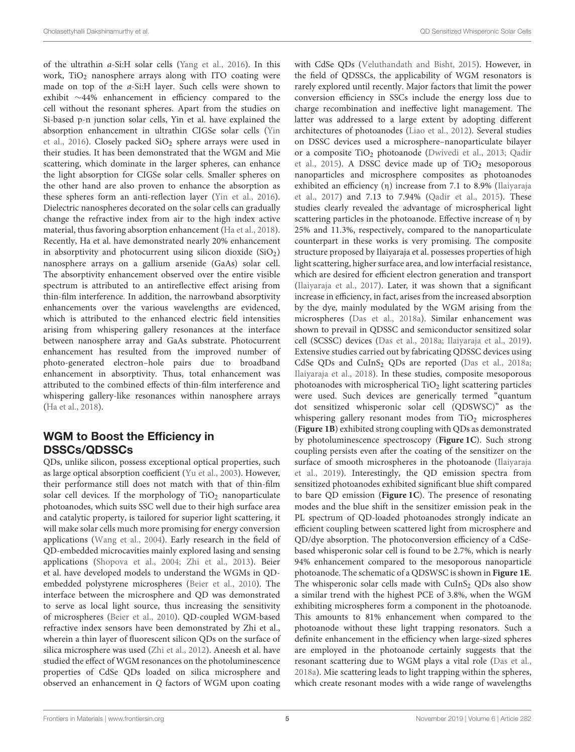of the ultrathin *a*-Si:H solar cells (Yang et al., 2016). In this work, $TiO_2$ nanosphere arrays along with ITO coating were made on top of the *a*-Si:H layer. Such cells were shown to exhibit ~44% enhancement in efficiency compared to the cell without the resonant spheres. Apart from the studies on Si-based p-n junction solar cells, Yin et al. have explained the absorption enhancement in ultrathin CIGSe solar cells (Yin et al., 2016). Closely packed $SiO_2$ sphere arrays were used in their studies. It has been demonstrated that the WGM and Mie scattering, which dominate in the larger spheres, can enhance the light absorption for CIGSe solar cells. Smaller spheres on the other hand are also proven to enhance the absorption as these spheres form an anti-reflection layer (Yin et al., 2016). Dielectric nanospheres decorated on the solar cells can gradually change the refractive index from air to the high index active material, thus favoring absorption enhancement (Ha et al., 2018). Recently, Ha et al. have demonstrated nearly 20% enhancement in absorptivity and photocurrent using silicon dioxide ($SiO_2$) nanosphere arrays on a gallium arsenide (GaAs) solar cell. The absorptivity enhancement observed over the entire visible spectrum is attributed to an antireflective effect arising from thin-film interference. In addition, the narrowband absorptivity enhancements over the various wavelengths are evidenced, which is attributed to the enhanced electric field intensities arising from whispering gallery resonances at the interface between nanosphere array and GaAs substrate. Photocurrent enhancement has resulted from the improved number of photo-generated electron–hole pairs due to broadband enhancement in absorptivity. Thus, total enhancement was attributed to the combined effects of thin-film interference and whispering gallery-like resonances within nanosphere arrays (Ha et al., 2018).

## WGM to Boost the Efficiency in DSSCs/QDSSCs

QDs, unlike silicon, possess exceptional optical properties, such as large optical absorption coefficient (Yu et al., 2003). However, their performance still does not match with that of thin-film solar cell devices. If the morphology of $TiO_2$ nanoparticulate photoanodes, which suits SSC well due to their high surface area and catalytic property, is tailored for superior light scattering, it will make solar cells much more promising for energy conversion applications (Wang et al., 2004). Early research in the field of QD-embedded microcavities mainly explored lasing and sensing applications (Shopova et al., 2004; Zhi et al., 2013). Beier et al. have developed models to understand the WGMs in QD-embedded polystyrene microspheres (Beier et al., 2010). The interface between the microsphere and QD was demonstrated to serve as local light source, thus increasing the sensitivity of microspheres (Beier et al., 2010). QD-coupled WGM-based refractive index sensors have been demonstrated by Zhi et al., wherein a thin layer of fluorescent silicon QDs on the surface of silica microsphere was used (Zhi et al., 2012). Aneesh et al. have studied the effect of WGM resonances on the photoluminescence properties of CdSe QDs loaded on silica microsphere and observed an enhancement in *Q* factors of WGM upon coating with CdSe QDs (Veluthandath and Bisht, 2015). However, in the field of QDSSCs, the applicability of WGM resonators is rarely explored until recently. Major factors that limit the power conversion efficiency in SSCs include the energy loss due to charge recombination and ineffective light management. The latter was addressed to a large extent by adopting different architectures of photoanodes (Liao et al., 2012). Several studies on DSSC devices used a microsphere–nanoparticulate bilayer or a composite $TiO_2$ photoanode (Dwivedi et al., 2013; Qadir et al., 2015). A DSSC device made up of $TiO_2$ mesoporous nanoparticles and microsphere composites as photoanodes exhibited an efficiency ($\eta$) increase from 7.1 to 8.9% (Ilaiyaraja et al., 2017) and 7.13 to 7.94% (Qadir et al., 2015). These studies clearly revealed the advantage of microspherical light scattering particles in the photoanode. Effective increase of $\eta$ by 25% and 11.3%, respectively, compared to the nanoparticulate counterpart in these works is very promising. The composite structure proposed by Ilaiyaraja et al. possesses properties of high light scattering, higher surface area, and low interfacial resistance, which are desired for efficient electron generation and transport (Ilaiyaraja et al., 2017). Later, it was shown that a significant increase in efficiency, in fact, arises from the increased absorption by the dye, mainly modulated by the WGM arising from the microspheres (Das et al., 2018a). Similar enhancement was shown to prevail in QDSSC and semiconductor sensitized solar cell (SCSSC) devices (Das et al., 2018a; Ilaiyaraja et al., 2019). Extensive studies carried out by fabricating QDSSC devices using CdSe QDs and $CuInS_2$ QDs are reported (Das et al., 2018a; Ilaiyaraja et al., 2018). In these studies, composite mesoporous photoanodes with microspherical $TiO_2$ light scattering particles were used. Such devices are generically termed "quantum dot sensitized whisperonic solar cell (QDSWSC)" as the whispering gallery resonant modes from $TiO_2$ microspheres (**Figure 1B**) exhibited strong coupling with QDs as demonstrated by photoluminescence spectroscopy (**Figure 1C**). Such strong coupling persists even after the coating of the sensitizer on the surface of smooth microspheres in the photoanode (Ilaiyaraja et al., 2019). Interestingly, the QD emission spectra from sensitized photoanodes exhibited significant blue shift compared to bare QD emission (**Figure 1C**). The presence of resonating modes and the blue shift in the sensitizer emission peak in the PL spectrum of QD-loaded photoanodes strongly indicate an efficient coupling between scattered light from microsphere and QD/dye absorption. The photoconversion efficiency of a CdSe-based whisperonic solar cell is found to be 2.7%, which is nearly 94% enhancement compared to the mesoporous nanoparticle photoanode. The schematic of a QDSWSC is shown in **Figure 1E**. The whisperonic solar cells made with $CuInS_2$ QDs also show a similar trend with the highest PCE of 3.8%, when the WGM exhibiting microspheres form a component in the photoanode. This amounts to 81% enhancement when compared to the photoanode without these light trapping resonators. Such a definite enhancement in the efficiency when large-sized spheres are employed in the photoanode certainly suggests that the resonant scattering due to WGM plays a vital role (Das et al., 2018a). Mie scattering leads to light trapping within the spheres, which create resonant modes with a wide range of wavelengths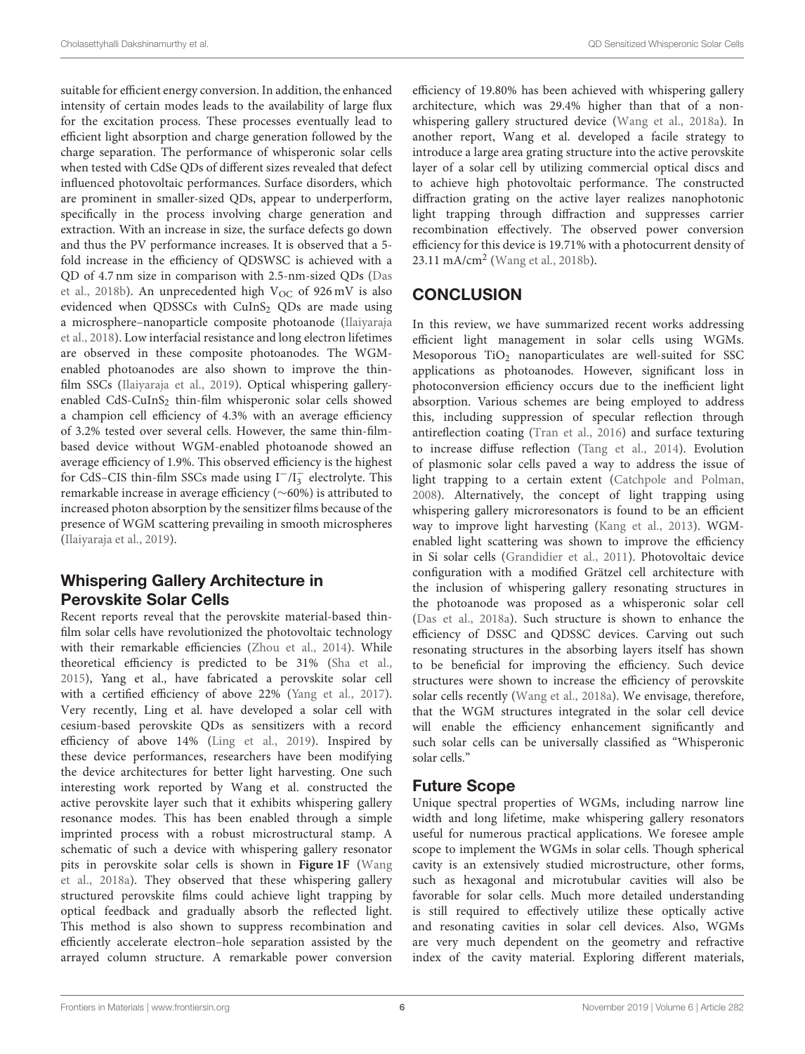suitable for efficient energy conversion. In addition, the enhanced intensity of certain modes leads to the availability of large flux for the excitation process. These processes eventually lead to efficient light absorption and charge generation followed by the charge separation. The performance of whisperonic solar cells when tested with CdSe QDs of different sizes revealed that defect influenced photovoltaic performances. Surface disorders, which are prominent in smaller-sized QDs, appear to underperform, specifically in the process involving charge generation and extraction. With an increase in size, the surface defects go down and thus the PV performance increases. It is observed that a 5-fold increase in the efficiency of QDSWSC is achieved with a QD of 4.7 nm size in comparison with 2.5-nm-sized QDs (Das et al., 2018b). An unprecedented high $V_{OC}$ of 926 mV is also evidenced when QDSSCs with $CuInS_2$ QDs are made using a microsphere–nanoparticle composite photoanode (Ilaiyaraja et al., 2018). Low interfacial resistance and long electron lifetimes are observed in these composite photoanodes. The WGM-enabled photoanodes are also shown to improve the thin-film SSCs (Ilaiyaraja et al., 2019). Optical whispering gallery-enabled CdS-$CuInS_2$ thin-film whisperonic solar cells showed a champion cell efficiency of 4.3% with an average efficiency of 3.2% tested over several cells. However, the same thin-film-based device without WGM-enabled photoanode showed an average efficiency of 1.9%. This observed efficiency is the highest for CdS–CIS thin-film SSCs made using $I^-/I_3^-$ electrolyte. This remarkable increase in average efficiency (∼60%) is attributed to increased photon absorption by the sensitizer films because of the presence of WGM scattering prevailing in smooth microspheres (Ilaiyaraja et al., 2019).

## Whispering Gallery Architecture in Perovskite Solar Cells

Recent reports reveal that the perovskite material-based thin-film solar cells have revolutionized the photovoltaic technology with their remarkable efficiencies (Zhou et al., 2014). While theoretical efficiency is predicted to be 31% (Sha et al., 2015), Yang et al., have fabricated a perovskite solar cell with a certified efficiency of above 22% (Yang et al., 2017). Very recently, Ling et al. have developed a solar cell with cesium-based perovskite QDs as sensitizers with a record efficiency of above 14% (Ling et al., 2019). Inspired by these device performances, researchers have been modifying the device architectures for better light harvesting. One such interesting work reported by Wang et al. constructed the active perovskite layer such that it exhibits whispering gallery resonance modes. This has been enabled through a simple imprinted process with a robust microstructural stamp. A schematic of such a device with whispering gallery resonator pits in perovskite solar cells is shown in **Figure 1F** (Wang et al., 2018a). They observed that these whispering gallery structured perovskite films could achieve light trapping by optical feedback and gradually absorb the reflected light. This method is also shown to suppress recombination and efficiently accelerate electron–hole separation assisted by the arrayed column structure. A remarkable power conversion efficiency of 19.80% has been achieved with whispering gallery architecture, which was 29.4% higher than that of a non-whispering gallery structured device (Wang et al., 2018a). In another report, Wang et al. developed a facile strategy to introduce a large area grating structure into the active perovskite layer of a solar cell by utilizing commercial optical discs and to achieve high photovoltaic performance. The constructed diffraction grating on the active layer realizes nanophotonic light trapping through diffraction and suppresses carrier recombination effectively. The observed power conversion efficiency for this device is 19.71% with a photocurrent density of 23.11 $mA/cm^2$ (Wang et al., 2018b).

## CONCLUSION

In this review, we have summarized recent works addressing efficient light management in solar cells using WGMs. Mesoporous $TiO_2$ nanoparticulates are well-suited for SSC applications as photoanodes. However, significant loss in photoconversion efficiency occurs due to the inefficient light absorption. Various schemes are being employed to address this, including suppression of specular reflection through antireflection coating (Tran et al., 2016) and surface texturing to increase diffuse reflection (Tang et al., 2014). Evolution of plasmonic solar cells paved a way to address the issue of light trapping to a certain extent (Catchpole and Polman, 2008). Alternatively, the concept of light trapping using whispering gallery microresonators is found to be an efficient way to improve light harvesting (Kang et al., 2013). WGM-enabled light scattering was shown to improve the efficiency in Si solar cells (Grandidier et al., 2011). Photovoltaic device configuration with a modified Grätzel cell architecture with the inclusion of whispering gallery resonating structures in the photoanode was proposed as a whisperonic solar cell (Das et al., 2018a). Such structure is shown to enhance the efficiency of DSSC and QDSSC devices. Carving out such resonating structures in the absorbing layers itself has shown to be beneficial for improving the efficiency. Such device structures were shown to increase the efficiency of perovskite solar cells recently (Wang et al., 2018a). We envisage, therefore, that the WGM structures integrated in the solar cell device will enable the efficiency enhancement significantly and such solar cells can be universally classified as "Whisperonic solar cells."

## Future Scope

Unique spectral properties of WGMs, including narrow line width and long lifetime, make whispering gallery resonators useful for numerous practical applications. We foresee ample scope to implement the WGMs in solar cells. Though spherical cavity is an extensively studied microstructure, other forms, such as hexagonal and microtubular cavities will also be favorable for solar cells. Much more detailed understanding is still required to effectively utilize these optically active and resonating cavities in solar cell devices. Also, WGMs are very much dependent on the geometry and refractive index of the cavity material. Exploring different materials,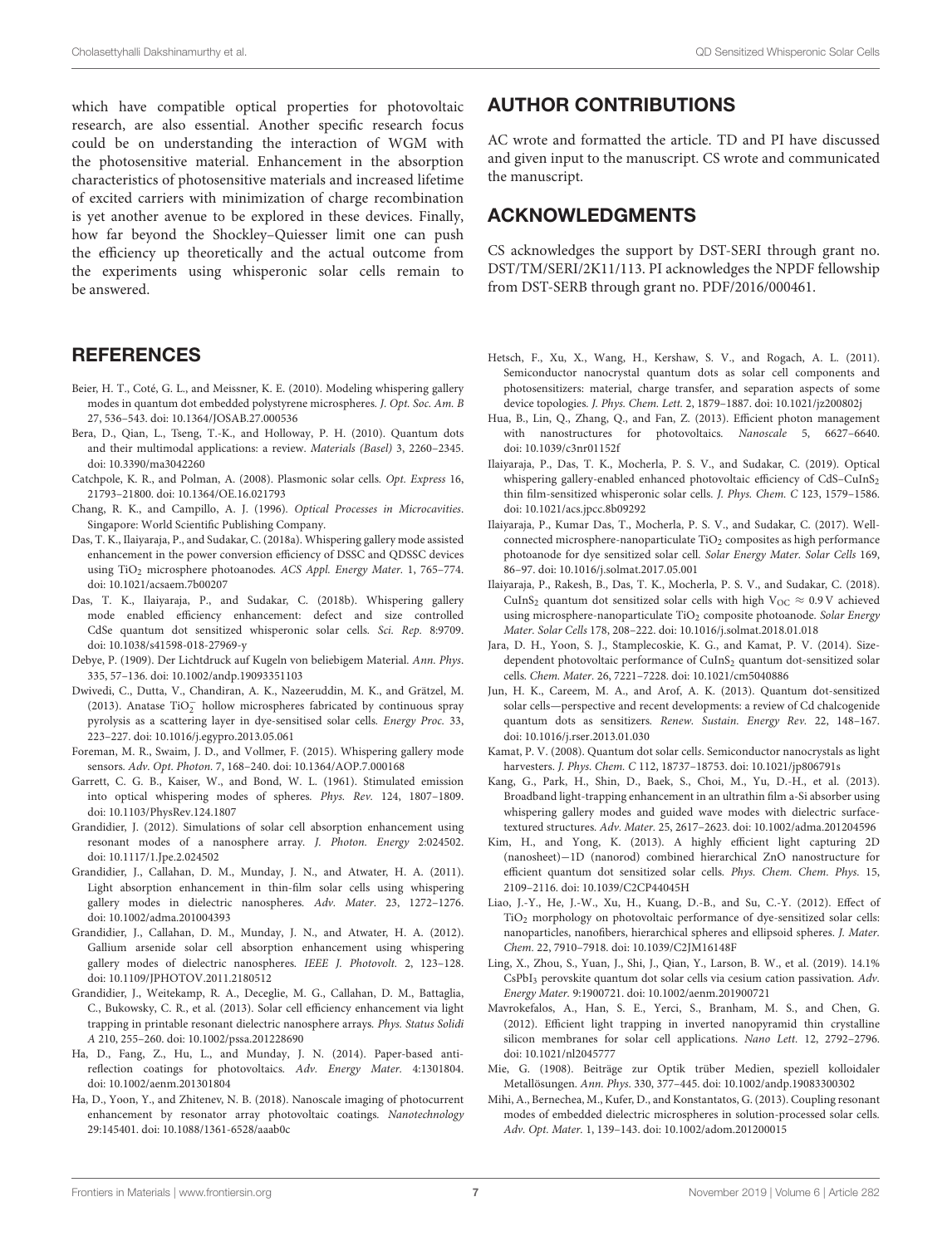which have compatible optical properties for photovoltaic research, are also essential. Another specific research focus could be on understanding the interaction of WGM with the photosensitive material. Enhancement in the absorption characteristics of photosensitive materials and increased lifetime of excited carriers with minimization of charge recombination is yet another avenue to be explored in these devices. Finally, how far beyond the Shockley–Quiesser limit one can push the efficiency up theoretically and the actual outcome from the experiments using whisperonic solar cells remain to be answered.

## AUTHOR CONTRIBUTIONS

AC wrote and formatted the article. TD and PI have discussed and given input to the manuscript. CS wrote and communicated the manuscript.

## ACKNOWLEDGMENTS

CS acknowledges the support by DST-SERI through grant no. DST/TM/SERI/2K11/113. PI acknowledges the NPDF fellowship from DST-SERB through grant no. PDF/2016/000461.

## REFERENCES

Beier, H. T., Coté, G. L., and Meissner, K. E. (2010). Modeling whispering gallery modes in quantum dot embedded polystyrene microspheres. *J. Opt. Soc. Am. B* 27, 536–543. doi: 10.1364/JOSAB.27.000536

Bera, D., Qian, L., Tseng, T.-K., and Holloway, P. H. (2010). Quantum dots and their multimodal applications: a review. *Materials (Basel)* 3, 2260–2345. doi: 10.3390/ma3042260

Catchpole, K. R., and Polman, A. (2008). Plasmonic solar cells. *Opt. Express* 16, 21793–21800. doi: 10.1364/OE.16.021793

Chang, R. K., and Campillo, A. J. (1996). *Optical Processes in Microcavities*. Singapore: World Scientific Publishing Company.

Das, T. K., Ilaiyaraja, P., and Sudakar, C. (2018a). Whispering gallery mode assisted enhancement in the power conversion efficiency of DSSC and QDSSC devices using $TiO_2$ microsphere photoanodes. *ACS Appl. Energy Mater.* 1, 765–774. doi: 10.1021/acsaem.7b00207

Das, T. K., Ilaiyaraja, P., and Sudakar, C. (2018b). Whispering gallery mode enabled efficiency enhancement: defect and size controlled CdSe quantum dot sensitized whisperonic solar cells. *Sci. Rep.* 8:9709. doi: 10.1038/s41598-018-27969-y

Debye, P. (1909). Der Lichtdruck auf Kugeln von beliebigem Material. *Ann. Phys.* 335, 57–136. doi: 10.1002/andp.19093351103

Dwivedi, C., Dutta, V., Chandiran, A. K., Nazeeruddin, M. K., and Grätzel, M. (2013). Anatase $TiO_2^-$ hollow microspheres fabricated by continuous spray pyrolysis as a scattering layer in dye-sensitised solar cells. *Energy Proc.* 33, 223–227. doi: 10.1016/j.egypro.2013.05.061

Foreman, M. R., Swaim, J. D., and Vollmer, F. (2015). Whispering gallery mode sensors. *Adv. Opt. Photon.* 7, 168–240. doi: 10.1364/AOP.7.000168

Garrett, C. G. B., Kaiser, W., and Bond, W. L. (1961). Stimulated emission into optical whispering modes of spheres. *Phys. Rev.* 124, 1807–1809. doi: 10.1103/PhysRev.124.1807

Grandidier, J. (2012). Simulations of solar cell absorption enhancement using resonant modes of a nanosphere array. *J. Photon. Energy* 2:024502. doi: 10.1117/1.Jpe.2.024502

Grandidier, J., Callahan, D. M., Munday, J. N., and Atwater, H. A. (2011). Light absorption enhancement in thin-film solar cells using whispering gallery modes in dielectric nanospheres. *Adv. Mater.* 23, 1272–1276. doi: 10.1002/adma.201004393

Grandidier, J., Callahan, D. M., Munday, J. N., and Atwater, H. A. (2012). Gallium arsenide solar cell absorption enhancement using whispering gallery modes of dielectric nanospheres. *IEEE J. Photovolt.* 2, 123–128. doi: 10.1109/JPHOTOV.2011.2180512

Grandidier, J., Weitekamp, R. A., Deceglie, M. G., Callahan, D. M., Battaglia, C., Bukowsky, C. R., et al. (2013). Solar cell efficiency enhancement via light trapping in printable resonant dielectric nanosphere arrays. *Phys. Status Solidi A* 210, 255–260. doi: 10.1002/pssa.201228690

Ha, D., Fang, Z., Hu, L., and Munday, J. N. (2014). Paper-based anti-reflection coatings for photovoltaics. *Adv. Energy Mater.* 4:1301804. doi: 10.1002/aenm.201301804

Ha, D., Yoon, Y., and Zhitenev, N. B. (2018). Nanoscale imaging of photocurrent enhancement by resonator array photovoltaic coatings. *Nanotechnology* 29:145401. doi: 10.1088/1361-6528/aaab0c

Hetsch, F., Xu, X., Wang, H., Kershaw, S. V., and Rogach, A. L. (2011). Semiconductor nanocrystal quantum dots as solar cell components and photosensitizers: material, charge transfer, and separation aspects of some device topologies. *J. Phys. Chem. Lett.* 2, 1879–1887. doi: 10.1021/jz200802j

Hua, B., Lin, Q., Zhang, Q., and Fan, Z. (2013). Efficient photon management with nanostructures for photovoltaics. *Nanoscale* 5, 6627–6640. doi: 10.1039/c3nr01152f

Ilaiyaraja, P., Das, T. K., Mocherla, P. S. V., and Sudakar, C. (2019). Optical whispering gallery-enabled enhanced photovoltaic efficiency of CdS–$CuInS_2$ thin film-sensitized whisperonic solar cells. *J. Phys. Chem. C* 123, 1579–1586. doi: 10.1021/acs.jpcc.8b09292

Ilaiyaraja, P., Kumar Das, T., Mocherla, P. S. V., and Sudakar, C. (2017). Well-connected microsphere-nanoparticulate $TiO_2$ composites as high performance photoanode for dye sensitized solar cell. *Solar Energy Mater. Solar Cells* 169, 86–97. doi: 10.1016/j.solmat.2017.05.001

Ilaiyaraja, P., Rakesh, B., Das, T. K., Mocherla, P. S. V., and Sudakar, C. (2018). $CuInS_2$ quantum dot sensitized solar cells with high $V_{OC} \approx 0.9$ V achieved using microsphere-nanoparticulate $TiO_2$ composite photoanode. *Solar Energy Mater. Solar Cells* 178, 208–222. doi: 10.1016/j.solmat.2018.01.018

Jara, D. H., Yoon, S. J., Stamplecoskie, K. G., and Kamat, P. V. (2014). Size-dependent photovoltaic performance of $CuInS_2$ quantum dot-sensitized solar cells. *Chem. Mater.* 26, 7221–7228. doi: 10.1021/cm5040886

Jun, H. K., Careem, M. A., and Arof, A. K. (2013). Quantum dot-sensitized solar cells—perspective and recent developments: a review of Cd chalcogenide quantum dots as sensitizers. *Renew. Sustain. Energy Rev.* 22, 148–167. doi: 10.1016/j.rser.2013.01.030

Kamat, P. V. (2008). Quantum dot solar cells. Semiconductor nanocrystals as light harvesters. *J. Phys. Chem. C* 112, 18737–18753. doi: 10.1021/jp806791s

Kang, G., Park, H., Shin, D., Baek, S., Choi, M., Yu, D.-H., et al. (2013). Broadband light-trapping enhancement in an ultrathin film a-Si absorber using whispering gallery modes and guided wave modes with dielectric surface-textured structures. *Adv. Mater.* 25, 2617–2623. doi: 10.1002/adma.201204596

Kim, H., and Yong, K. (2013). A highly efficient light capturing 2D (nanosheet)—1D (nanorod) combined hierarchical ZnO nanostructure for efficient quantum dot sensitized solar cells. *Phys. Chem. Chem. Phys.* 15, 2109–2116. doi: 10.1039/C2CP44045H

Liao, J.-Y., He, J.-W., Xu, H., Kuang, D.-B., and Su, C.-Y. (2012). Effect of $TiO_2$ morphology on photovoltaic performance of dye-sensitized solar cells: nanoparticles, nanofibers, hierarchical spheres and ellipsoid spheres. *J. Mater. Chem.* 22, 7910–7918. doi: 10.1039/C2JM16148F

Ling, X., Zhou, S., Yuan, J., Shi, J., Qian, Y., Larson, B. W., et al. (2019). 14.1% $CsPbI_3$ perovskite quantum dot solar cells via cesium cation passivation. *Adv. Energy Mater.* 9:1900721. doi: 10.1002/aenm.201900721

Mavrokefalos, A., Han, S. E., Yerci, S., Branham, M. S., and Chen, G. (2012). Efficient light trapping in inverted nanopyramid thin crystalline silicon membranes for solar cell applications. *Nano Lett.* 12, 2792–2796. doi: 10.1021/nl2045777

Mie, G. (1908). Beiträge zur Optik trüber Medien, speziell kolloidaler Metallösungen. *Ann. Phys.* 330, 377–445. doi: 10.1002/andp.19083300302

Mihi, A., Bernechea, M., Kufer, D., and Konstantatos, G. (2013). Coupling resonant modes of embedded dielectric microspheres in solution-processed solar cells. *Adv. Opt. Mater.* 1, 139–143. doi: 10.1002/adom.201200015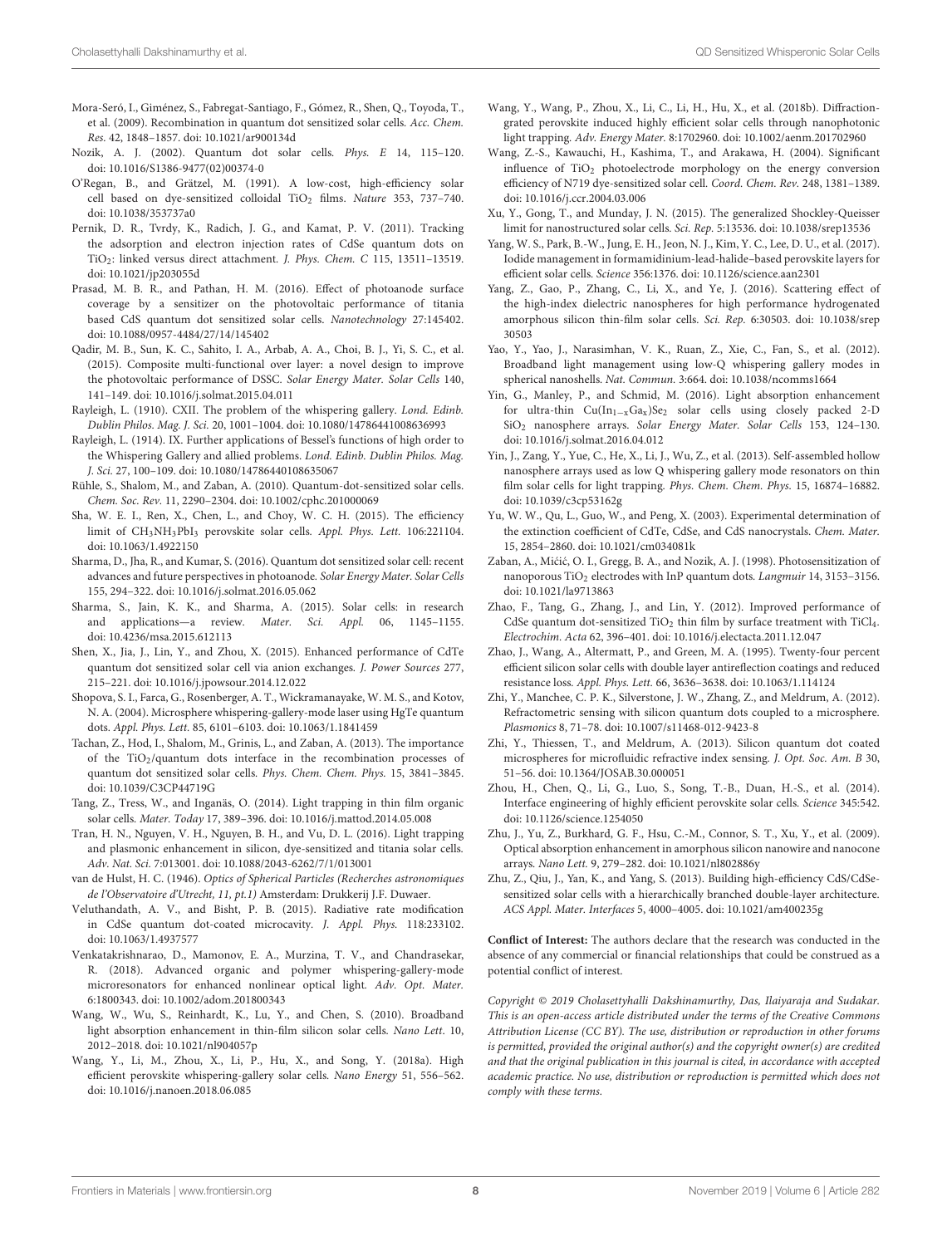Mora-Seró, I., Giménez, S., Fabregat-Santiago, F., Gómez, R., Shen, Q., Toyoda, T., et al. (2009). Recombination in quantum dot sensitized solar cells. *Acc. Chem. Res.* 42, 1848–1857. doi: 10.1021/ar900134d

Nozik, A. J. (2002). Quantum dot solar cells. *Phys. E* 14, 115–120. doi: 10.1016/S1386-9477(02)00374-0

O'Regan, B., and Grätzel, M. (1991). A low-cost, high-efficiency solar cell based on dye-sensitized colloidal $TiO_2$ films. *Nature* 353, 737–740. doi: 10.1038/353737a0

Pernik, D. R., Tvrdy, K., Radich, J. G., and Kamat, P. V. (2011). Tracking the adsorption and electron injection rates of CdSe quantum dots on $TiO_2$: linked versus direct attachment. *J. Phys. Chem. C* 115, 13511–13519. doi: 10.1021/jp203055d

Prasad, M. B. R., and Pathan, H. M. (2016). Effect of photoanode surface coverage by a sensitizer on the photovoltaic performance of titania based CdS quantum dot sensitized solar cells. *Nanotechnology* 27:145402. doi: 10.1088/0957-4484/27/14/145402

Qadir, M. B., Sun, K. C., Sahito, I. A., Arbab, A. A., Choi, B. J., Yi, S. C., et al. (2015). Composite multi-functional over layer: a novel design to improve the photovoltaic performance of DSSC. *Solar Energy Mater. Solar Cells* 140, 141–149. doi: 10.1016/j.solmat.2015.04.011

Rayleigh, L. (1910). CXII. The problem of the whispering gallery. *Lond. Edinb. Dublin Philos. Mag. J. Sci.* 20, 1001–1004. doi: 10.1080/14786441008636993

Rayleigh, L. (1914). IX. Further applications of Bessel's functions of high order to the Whispering Gallery and allied problems. *Lond. Edinb. Dublin Philos. Mag. J. Sci.* 27, 100–109. doi: 10.1080/14786440108635067

Rühle, S., Shalom, M., and Zaban, A. (2010). Quantum-dot-sensitized solar cells. *Chem. Soc. Rev.* 11, 2290–2304. doi: 10.1002/cphc.201000069

Sha, W. E. I., Ren, X., Chen, L., and Choy, W. C. H. (2015). The efficiency limit of $CH_3NH_3PbI_3$ perovskite solar cells. *Appl. Phys. Lett.* 106:221104. doi: 10.1063/1.4922150

Sharma, D., Jha, R., and Kumar, S. (2016). Quantum dot sensitized solar cell: recent advances and future perspectives in photoanode. *Solar Energy Mater. Solar Cells* 155, 294–322. doi: 10.1016/j.solmat.2016.05.062

Sharma, S., Jain, K. K., and Sharma, A. (2015). Solar cells: in research and applications—a review. *Mater. Sci. Appl.* 06, 1145–1155. doi: 10.4236/msa.2015.612113

Shen, X., Jia, J., Lin, Y., and Zhou, X. (2015). Enhanced performance of CdTe quantum dot sensitized solar cell via anion exchanges. *J. Power Sources* 277, 215–221. doi: 10.1016/j.jpowsour.2014.12.022

Shopova, S. I., Farca, G., Rosenberger, A. T., Wickramanayake, W. M. S., and Kotov, N. A. (2004). Microsphere whispering-gallery-mode laser using HgTe quantum dots. *Appl. Phys. Lett.* 85, 6101–6103. doi: 10.1063/1.1841459

Tachan, Z., Hod, I., Shalom, M., Grinis, L., and Zaban, A. (2013). The importance of the $TiO_2$/quantum dots interface in the recombination processes of quantum dot sensitized solar cells. *Phys. Chem. Chem. Phys.* 15, 3841–3845. doi: 10.1039/C3CP44719G

Tang, Z., Tress, W., and Inganäs, O. (2014). Light trapping in thin film organic solar cells. *Mater. Today* 17, 389–396. doi: 10.1016/j.mattod.2014.05.008

Tran, H. N., Nguyen, V. H., Nguyen, B. H., and Vu, D. L. (2016). Light trapping and plasmonic enhancement in silicon, dye-sensitized and titania solar cells. *Adv. Nat. Sci.* 7:013001. doi: 10.1088/2043-6262/7/1/013001

van de Hulst, H. C. (1946). *Optics of Spherical Particles (Recherches astronomiques de l'Observatoire d'Utrecht, 11, pt.1)* Amsterdam: Drukkerij J.F. Duwaer.

Veluthandath, A. V., and Bisht, P. B. (2015). Radiative rate modification in CdSe quantum dot-coated microcavity. *J. Appl. Phys.* 118:233102. doi: 10.1063/1.4937577

Venkatakrishnarao, D., Mamonov, E. A., Murzina, T. V., and Chandrasekar, R. (2018). Advanced organic and polymer whispering-gallery-mode microresonators for enhanced nonlinear optical light. *Adv. Opt. Mater.* 6:1800343. doi: 10.1002/adom.201800343

Wang, W., Wu, S., Reinhardt, K., Lu, Y., and Chen, S. (2010). Broadband light absorption enhancement in thin-film silicon solar cells. *Nano Lett.* 10, 2012–2018. doi: 10.1021/nl904057p

Wang, Y., Li, M., Zhou, X., Li, P., Hu, X., and Song, Y. (2018a). High efficient perovskite whispering-gallery solar cells. *Nano Energy* 51, 556–562. doi: 10.1016/j.nanoen.2018.06.085

Wang, Y., Wang, P., Zhou, X., Li, C., Li, H., Hu, X., et al. (2018b). Diffraction-grated perovskite induced highly efficient solar cells through nanophotonic light trapping. *Adv. Energy Mater.* 8:1702960. doi: 10.1002/aenm.201702960

Wang, Z.-S., Kawauchi, H., Kashima, T., and Arakawa, H. (2004). Significant influence of $TiO_2$ photoelectrode morphology on the energy conversion efficiency of N719 dye-sensitized solar cell. *Coord. Chem. Rev.* 248, 1381–1389. doi: 10.1016/j.ccr.2004.03.006

Xu, Y., Gong, T., and Munday, J. N. (2015). The generalized Shockley-Queisser limit for nanostructured solar cells. *Sci. Rep.* 5:13536. doi: 10.1038/srep13536

Yang, W. S., Park, B.-W., Jung, E. H., Jeon, N. J., Kim, Y. C., Lee, D. U., et al. (2017). Iodide management in formamidinium-lead-halide–based perovskite layers for efficient solar cells. *Science* 356:1376. doi: 10.1126/science.aan2301

Yang, Z., Gao, P., Zhang, C., Li, X., and Ye, J. (2016). Scattering effect of the high-index dielectric nanospheres for high performance hydrogenated amorphous silicon thin-film solar cells. *Sci. Rep.* 6:30503. doi: 10.1038/srep30503

Yao, Y., Yao, J., Narasimhan, V. K., Ruan, Z., Xie, C., Fan, S., et al. (2012). Broadband light management using low-Q whispering gallery modes in spherical nanoshells. *Nat. Commun.* 3:664. doi: 10.1038/ncomms1664

Yin, G., Manley, P., and Schmid, M. (2016). Light absorption enhancement for ultra-thin $Cu(In_{1-x}Ga_x)Se_2$ solar cells using closely packed 2-D $SiO_2$ nanosphere arrays. *Solar Energy Mater. Solar Cells* 153, 124–130. doi: 10.1016/j.solmat.2016.04.012

Yin, J., Zang, Y., Yue, C., He, X., Li, J., Wu, Z., et al. (2013). Self-assembled hollow nanosphere arrays used as low Q whispering gallery mode resonators on thin film solar cells for light trapping. *Phys. Chem. Chem. Phys.* 15, 16874–16882. doi: 10.1039/c3cp53162g

Yu, W. W., Qu, L., Guo, W., and Peng, X. (2003). Experimental determination of the extinction coefficient of CdTe, CdSe, and CdS nanocrystals. *Chem. Mater.* 15, 2854–2860. doi: 10.1021/cm034081k

Zaban, A., Mićić, O. I., Gregg, B. A., and Nozik, A. J. (1998). Photosensitization of nanoporous $TiO_2$ electrodes with InP quantum dots. *Langmuir* 14, 3153–3156. doi: 10.1021/la9713863

Zhao, F., Tang, G., Zhang, J., and Lin, Y. (2012). Improved performance of CdSe quantum dot-sensitized $TiO_2$ thin film by surface treatment with $TiCl_4$. *Electrochim. Acta* 62, 396–401. doi: 10.1016/j.electacta.2011.12.047

Zhao, J., Wang, A., Altermatt, P., and Green, M. A. (1995). Twenty-four percent efficient silicon solar cells with double layer antireflection coatings and reduced resistance loss. *Appl. Phys. Lett.* 66, 3636–3638. doi: 10.1063/1.114124

Zhi, Y., Manchee, C. P. K., Silverstone, J. W., Zhang, Z., and Meldrum, A. (2012). Refractometric sensing with silicon quantum dots coupled to a microsphere. *Plasmonics* 8, 71–78. doi: 10.1007/s11468-012-9423-8

Zhi, Y., Thiessen, T., and Meldrum, A. (2013). Silicon quantum dot coated microspheres for microfluidic refractive index sensing. *J. Opt. Soc. Am. B* 30, 51–56. doi: 10.1364/JOSAB.30.000051

Zhou, H., Chen, Q., Li, G., Luo, S., Song, T.-B., Duan, H.-S., et al. (2014). Interface engineering of highly efficient perovskite solar cells. *Science* 345:542. doi: 10.1126/science.1254050

Zhu, J., Yu, Z., Burkhard, G. F., Hsu, C.-M., Connor, S. T., Xu, Y., et al. (2009). Optical absorption enhancement in amorphous silicon nanowire and nanocone arrays. *Nano Lett.* 9, 279–282. doi: 10.1021/nl802886y

Zhu, Z., Qiu, J., Yan, K., and Yang, S. (2013). Building high-efficiency CdS/CdSe-sensitized solar cells with a hierarchically branched double-layer architecture. *ACS Appl. Mater. Interfaces* 5, 4000–4005. doi: 10.1021/am400235g

**Conflict of Interest:** The authors declare that the research was conducted in the absence of any commercial or financial relationships that could be construed as a potential conflict of interest.

*Copyright © 2019 Cholasettyhalli Dakshinamurthy, Das, Ilaiyaraja and Sudakar. This is an open-access article distributed under the terms of the Creative Commons Attribution License (CC BY). The use, distribution or reproduction in other forums is permitted, provided the original author(s) and the copyright owner(s) are credited and that the original publication in this journal is cited, in accordance with accepted academic practice. No use, distribution or reproduction is permitted which does not comply with these terms.*